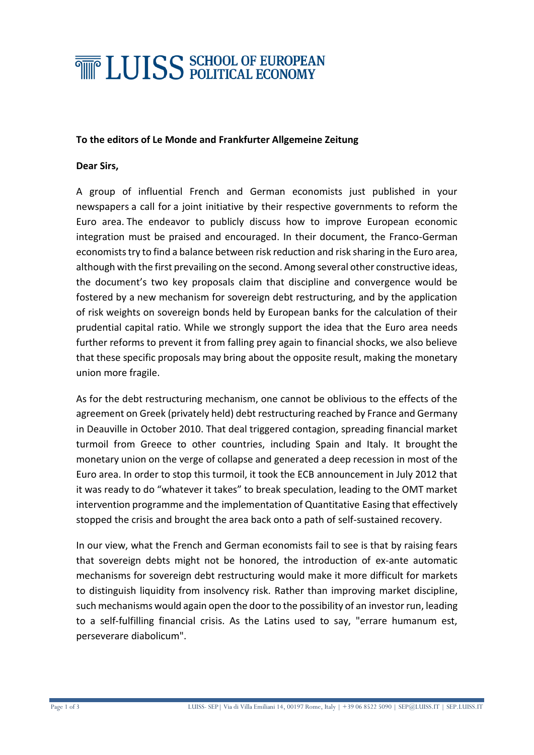**To the editors of Le Monde and Frankfurter Allgemeine Zeitung**

**Dear Sirs,**

A group of influential French and German economists just published in your newspapers a call for a joint initiative by their respective governments to reform the Euro area. The endeavor to publicly discuss how to improve European economic integration must be praised and encouraged. In their document, the Franco-German economists try to find a balance between risk reduction and risk sharing in the Euro area, although with the first prevailing on the second. Among several other constructive ideas, the document's two key proposals claim that discipline and convergence would be fostered by a new mechanism for sovereign debt restructuring, and by the application of risk weights on sovereign bonds held by European banks for the calculation of their prudential capital ratio. While we strongly support the idea that the Euro area needs further reforms to prevent it from falling prey again to financial shocks, we also believe that these specific proposals may bring about the opposite result, making the monetary union more fragile.

As for the debt restructuring mechanism, one cannot be oblivious to the effects of the agreement on Greek (privately held) debt restructuring reached by France and Germany in Deauville in October 2010. That deal triggered contagion, spreading financial market turmoil from Greece to other countries, including Spain and Italy. It brought the monetary union on the verge of collapse and generated a deep recession in most of the Euro area. In order to stop this turmoil, it took the ECB announcement in July 2012 that it was ready to do "whatever it takes" to break speculation, leading to the OMT market intervention programme and the implementation of Quantitative Easing that effectively stopped the crisis and brought the area back onto a path of self-sustained recovery.

In our view, what the French and German economists fail to see is that by raising fears that sovereign debts might not be honored, the introduction of ex-ante automatic mechanisms for sovereign debt restructuring would make it more difficult for markets to distinguish liquidity from insolvency risk. Rather than improving market discipline, such mechanisms would again open the door to the possibility of an investor run, leading to a self-fulfilling financial crisis. As the Latins used to say, "errare humanum est, perseverare diabolicum".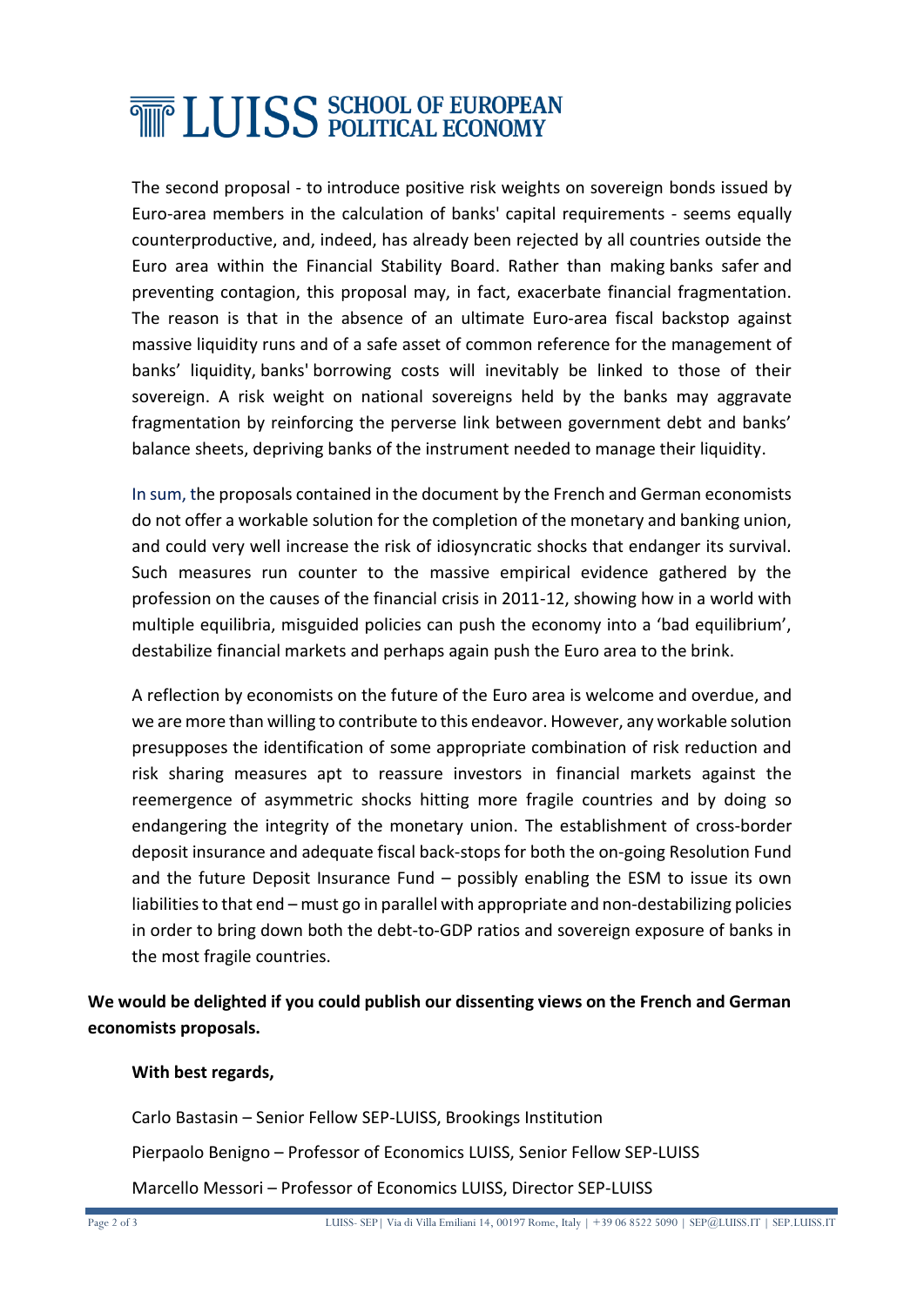The second proposal - to introduce positive risk weights on sovereign bonds issued by Euro-area members in the calculation of banks' capital requirements - seems equally counterproductive, and, indeed, has already been rejected by all countries outside the Euro area within the Financial Stability Board. Rather than making banks safer and preventing contagion, this proposal may, in fact, exacerbate financial fragmentation. The reason is that in the absence of an ultimate Euro-area fiscal backstop against massive liquidity runs and of a safe asset of common reference for the management of banks' liquidity, banks' borrowing costs will inevitably be linked to those of their sovereign. A risk weight on national sovereigns held by the banks may aggravate fragmentation by reinforcing the perverse link between government debt and banks' balance sheets, depriving banks of the instrument needed to manage their liquidity.

In sum, the proposals contained in the document by the French and German economists do not offer a workable solution for the completion of the monetary and banking union, and could very well increase the risk of idiosyncratic shocks that endanger its survival. Such measures run counter to the massive empirical evidence gathered by the profession on the causes of the financial crisis in 2011-12, showing how in a world with multiple equilibria, misguided policies can push the economy into a 'bad equilibrium', destabilize financial markets and perhaps again push the Euro area to the brink.

A reflection by economists on the future of the Euro area is welcome and overdue, and we are more than willing to contribute to this endeavor. However, any workable solution presupposes the identification of some appropriate combination of risk reduction and risk sharing measures apt to reassure investors in financial markets against the reemergence of asymmetric shocks hitting more fragile countries and by doing so endangering the integrity of the monetary union. The establishment of cross-border deposit insurance and adequate fiscal back-stops for both the on-going Resolution Fund and the future Deposit Insurance Fund – possibly enabling the ESM to issue its own liabilities to that end – must go in parallel with appropriate and non-destabilizing policies in order to bring down both the debt-to-GDP ratios and sovereign exposure of banks in the most fragile countries.

**We would be delighted if you could publish our dissenting views on the French and German economists proposals.**

**With best regards,**

Carlo Bastasin – Senior Fellow SEP-LUISS, Brookings Institution

Pierpaolo Benigno – Professor of Economics LUISS, Senior Fellow SEP-LUISS

Marcello Messori – Professor of Economics LUISS, Director SEP-LUISS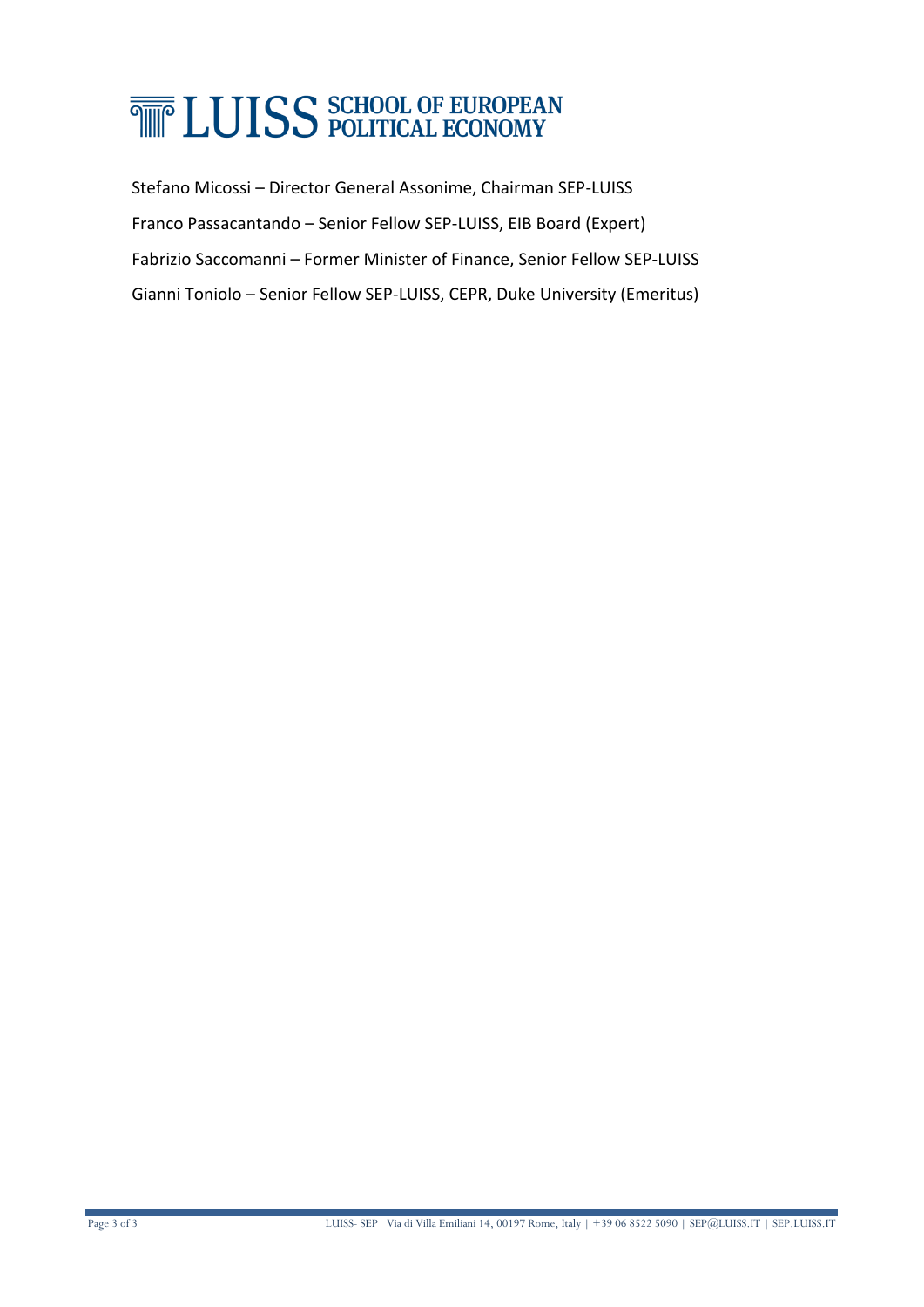Stefano Micossi – Director General Assonime, Chairman SEP-LUISS

Franco Passacantando – Senior Fellow SEP-LUISS, EIB Board (Expert)

Fabrizio Saccomanni – Former Minister of Finance, Senior Fellow SEP-LUISS

Gianni Toniolo – Senior Fellow SEP-LUISS, CEPR, Duke University (Emeritus)